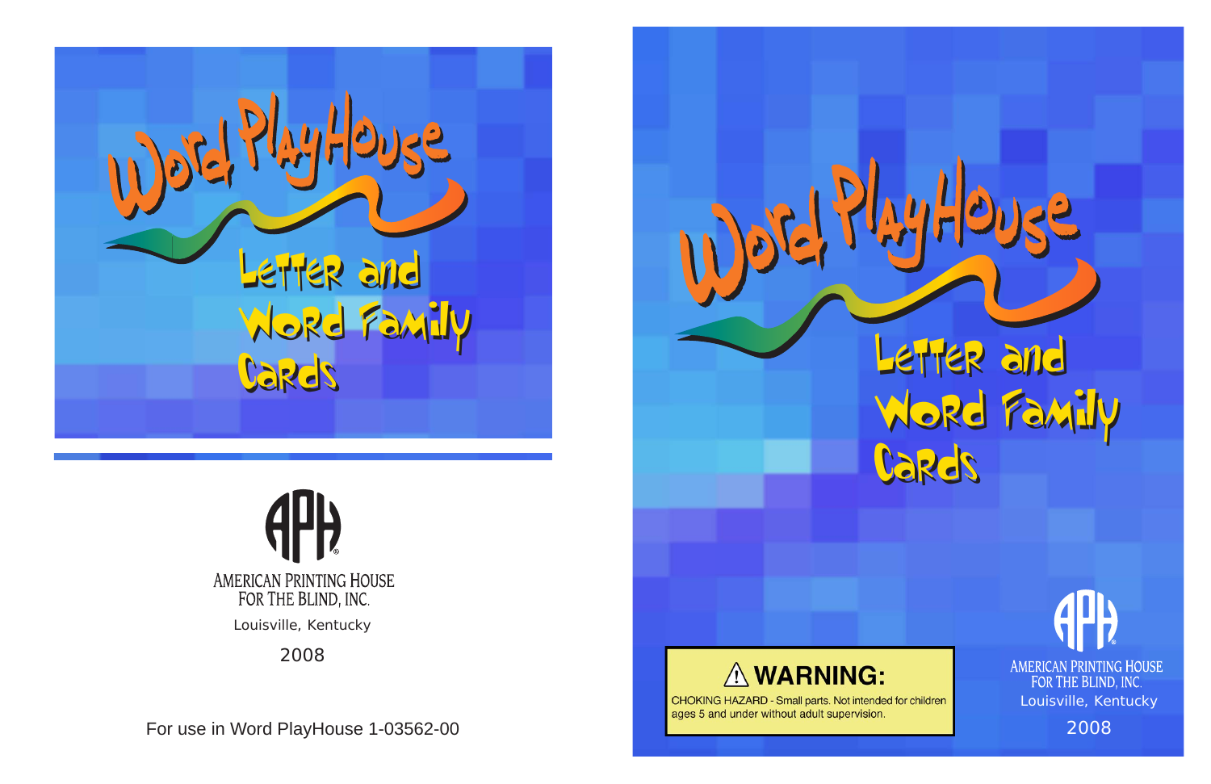# Word PlayHouse

## Letter and Word Family Cards

AMERICAN PRINTING HOUSE FOR THE BLIND, INC.

Louisville, Kentucky

2008

For use in Word PlayHouse 1-03562-00

# Word PlayHouse

## Letter and Word Family Cards

**⚠ WARNING:**

CHOKING HAZARD - Small parts. Not intended for children ages 5 and under without adult supervision.

AMERICAN PRINTING HOUSE FOR THE BLIND, INC.

Louisville, Kentucky

2008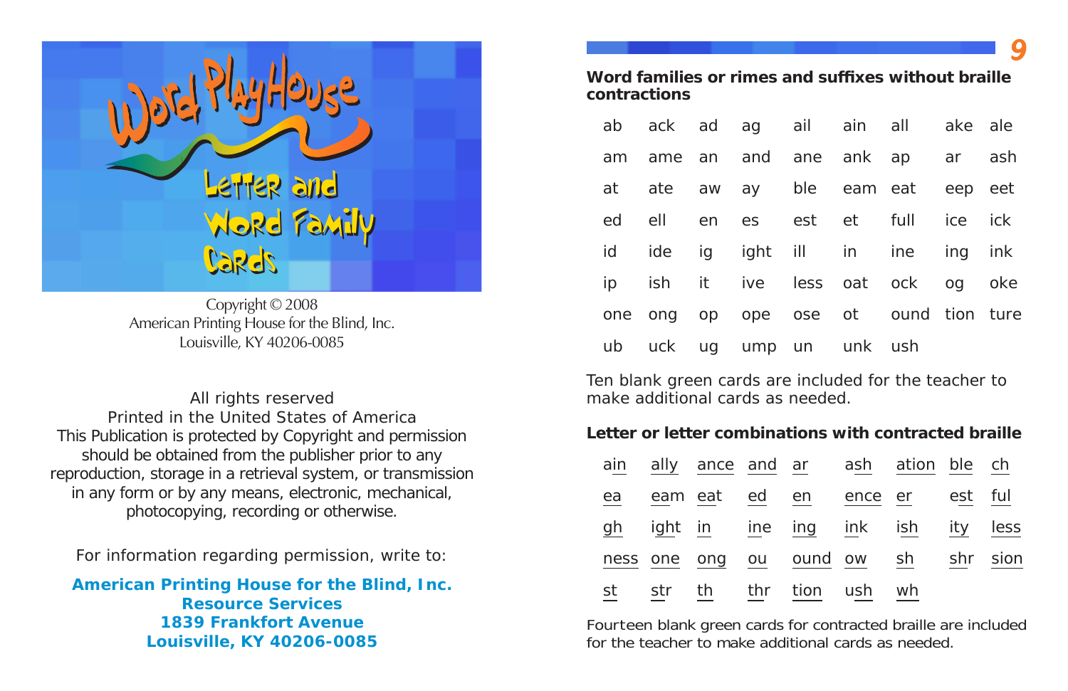Word PlayHouse

Letter and Word Family Cards

Copyright © 2008
American Printing House for the Blind, Inc.
Louisville, KY 40206-0085

All rights reserved
Printed in the United States of America
This Publication is protected by Copyright and permission should be obtained from the publisher prior to any reproduction, storage in a retrieval system, or transmission in any form or by any means, electronic, mechanical, photocopying, recording or otherwise.

For information regarding permission, write to:

**American Printing House for the Blind, Inc.**
**Resource Services**
**1839 Frankfort Avenue**
**Louisville, KY 40206-0085**

**Word families or rimes and suffixes without braille contractions**

| | | | | | | | | |
|---|---|---|---|---|---|---|---|---|
| ab | ack | ad | ag | ail | ain | all | ake | ale |
| am | ame | an | and | ane | ank | ap | ar | ash |
| at | ate | aw | ay | ble | eam | eat | eep | eet |
| ed | ell | en | es | est | et | full | ice | ick |
| id | ide | ig | ight | ill | in | ine | ing | ink |
| ip | ish | it | ive | less | oat | ock | og | oke |
| one | ong | op | ope | ose | ot | ound | tion | ture |
| ub | uck | ug | ump | un | unk | ush | | |

Ten blank green cards are included for the teacher to make additional cards as needed.

**Letter or letter combinations with contracted braille**

| | | | | | | | | |
|---|---|---|---|---|---|---|---|---|
| ain | ally | ance | and | ar | ash | ation | ble | ch |
| ea | eam | eat | ed | en | ence | er | est | ful |
| gh | ight | in | ine | ing | ink | ish | ity | less |
| ness | one | ong | ou | ound | ow | sh | shr | sion |
| st | str | th | thr | tion | ush | wh | | |

Fourteen blank green cards for contracted braille are included for the teacher to make additional cards as needed.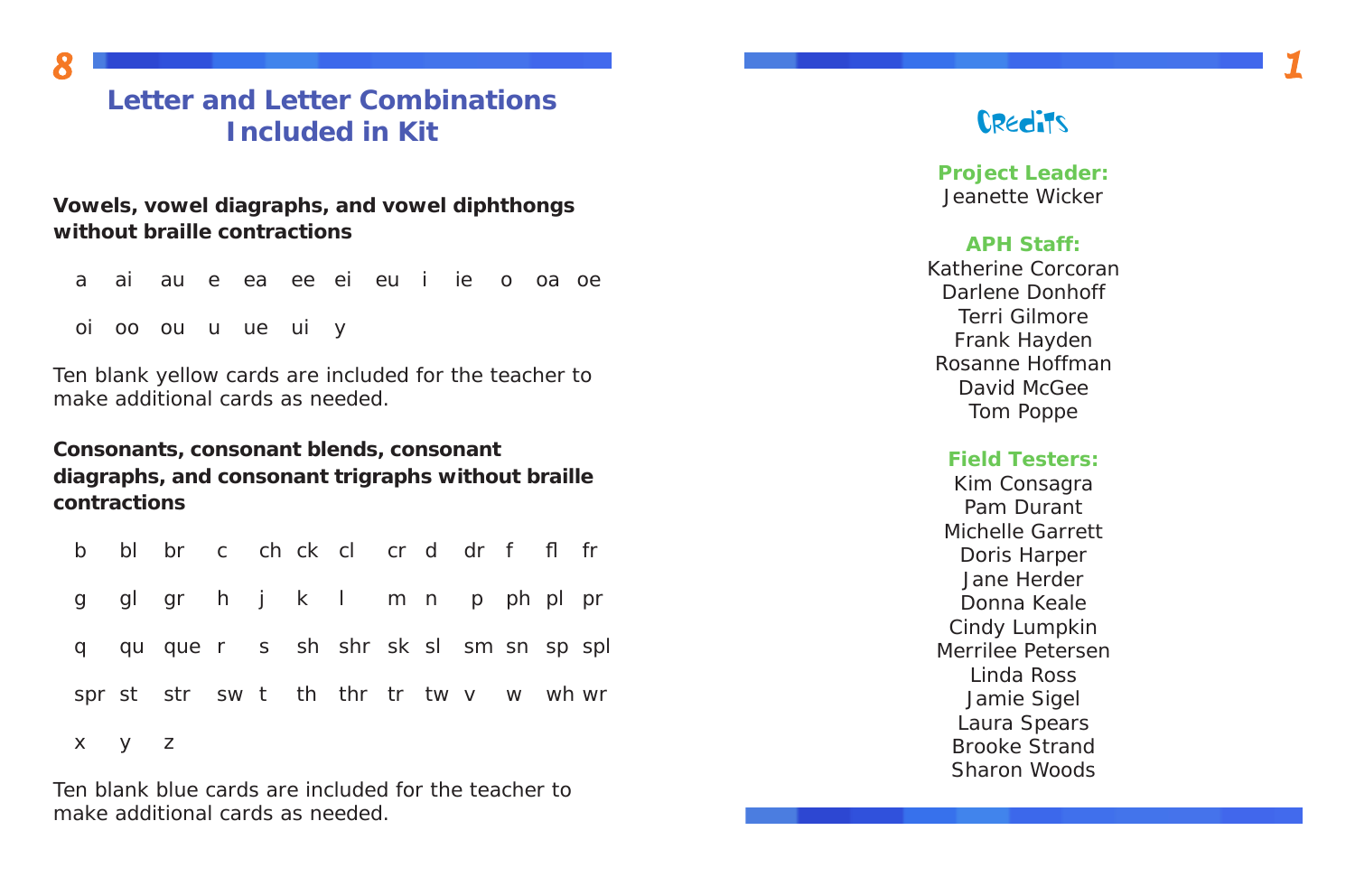## Letter and Letter Combinations Included in Kit

**Vowels, vowel diagraphs, and vowel diphthongs without braille contractions**

a ai au e ea ee ei eu i ie o oa oe

oi oo ou u ue ui y

Ten blank yellow cards are included for the teacher to make additional cards as needed.

**Consonants, consonant blends, consonant diagraphs, and consonant trigraphs without braille contractions**

b bl br c ch ck cl cr d dr f fl fr

g gl gr h j k l m n p ph pl pr

q qu que r s sh shr sk sl sm sn sp spl

spr st str sw t th thr tr tw v w wh wr

x y z

Ten blank blue cards are included for the teacher to make additional cards as needed.

## Credits

**Project Leader:**
Jeanette Wicker

**APH Staff:**
Katherine Corcoran
Darlene Donhoff
Terri Gilmore
Frank Hayden
Rosanne Hoffman
David McGee
Tom Poppe

**Field Testers:**
Kim Consagra
Pam Durant
Michelle Garrett
Doris Harper
Jane Herder
Donna Keale
Cindy Lumpkin
Merrilee Petersen
Linda Ross
Jamie Sigel
Laura Spears
Brooke Strand
Sharon Woods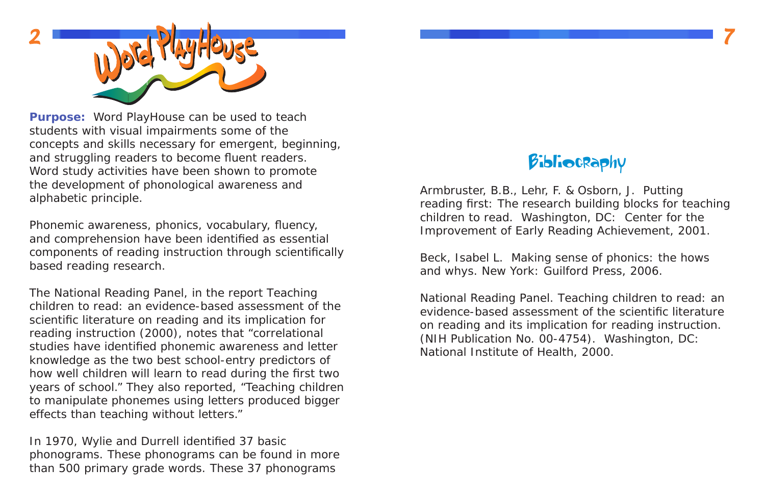# Word PlayHouse

**Purpose:** Word PlayHouse can be used to teach students with visual impairments some of the concepts and skills necessary for emergent, beginning, and struggling readers to become fluent readers. Word study activities have been shown to promote the development of phonological awareness and alphabetic principle.

Phonemic awareness, phonics, vocabulary, fluency, and comprehension have been identified as essential components of reading instruction through scientifically based reading research.

The National Reading Panel, in the report Teaching children to read: an evidence-based assessment of the scientific literature on reading and its implication for reading instruction (2000), notes that "correlational studies have identified phonemic awareness and letter knowledge as the two best school-entry predictors of how well children will learn to read during the first two years of school." They also reported, "Teaching children to manipulate phonemes using letters produced bigger effects than teaching without letters."

In 1970, Wylie and Durrell identified 37 basic phonograms. These phonograms can be found in more than 500 primary grade words. These 37 phonograms

## Bibliography

Armbruster, B.B., Lehr, F. & Osborn, J. Putting reading first: The research building blocks for teaching children to read. Washington, DC: Center for the Improvement of Early Reading Achievement, 2001.

Beck, Isabel L. Making sense of phonics: the hows and whys. New York: Guilford Press, 2006.

National Reading Panel. Teaching children to read: an evidence-based assessment of the scientific literature on reading and its implication for reading instruction. (NIH Publication No. 00-4754). Washington, DC: National Institute of Health, 2000.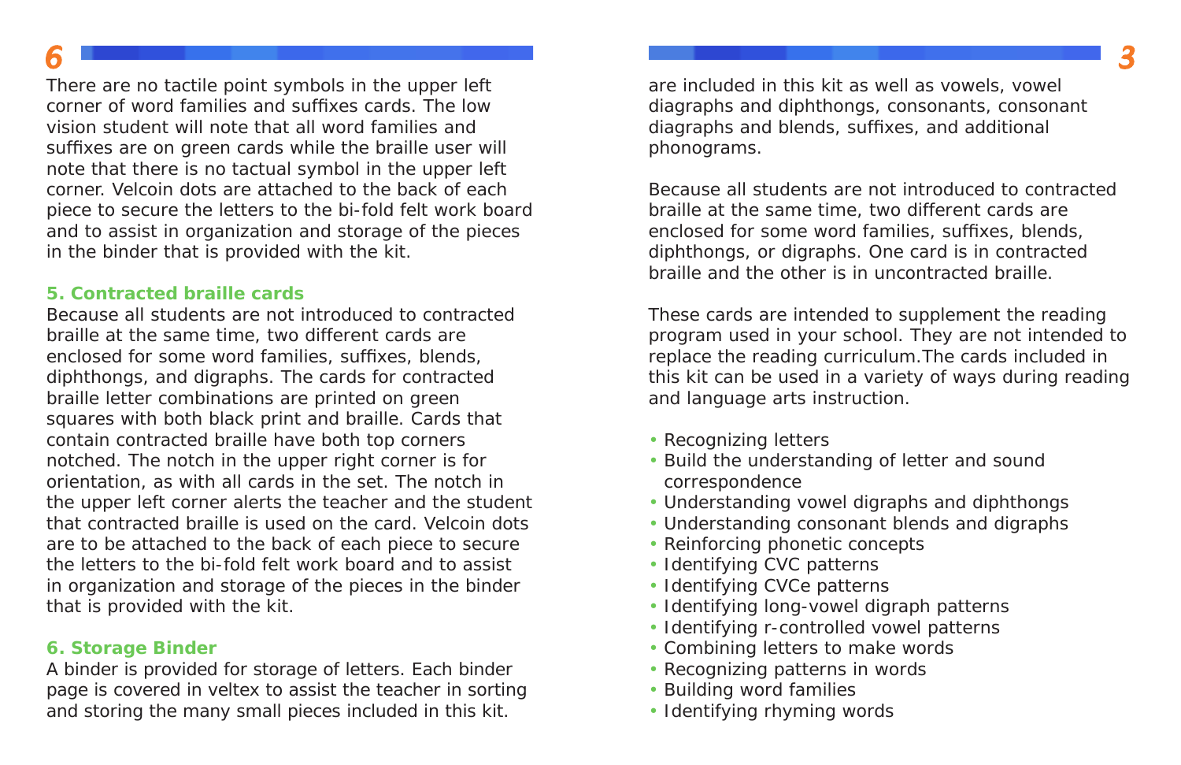There are no tactile point symbols in the upper left corner of word families and suffixes cards. The low vision student will note that all word families and suffixes are on green cards while the braille user will note that there is no tactual symbol in the upper left corner. Velcoin dots are attached to the back of each piece to secure the letters to the bi-fold felt work board and to assist in organization and storage of the pieces in the binder that is provided with the kit.

### 5. Contracted braille cards

Because all students are not introduced to contracted braille at the same time, two different cards are enclosed for some word families, suffixes, blends, diphthongs, and digraphs. The cards for contracted braille letter combinations are printed on green squares with both black print and braille. Cards that contain contracted braille have both top corners notched. The notch in the upper right corner is for orientation, as with all cards in the set. The notch in the upper left corner alerts the teacher and the student that contracted braille is used on the card. Velcoin dots are to be attached to the back of each piece to secure the letters to the bi-fold felt work board and to assist in organization and storage of the pieces in the binder that is provided with the kit.

### 6. Storage Binder

A binder is provided for storage of letters. Each binder page is covered in veltex to assist the teacher in sorting and storing the many small pieces included in this kit.

are included in this kit as well as vowels, vowel diagraphs and diphthongs, consonants, consonant diagraphs and blends, suffixes, and additional phonograms.

Because all students are not introduced to contracted braille at the same time, two different cards are enclosed for some word families, suffixes, blends, diphthongs, or digraphs. One card is in contracted braille and the other is in uncontracted braille.

These cards are intended to supplement the reading program used in your school. They are not intended to replace the reading curriculum.The cards included in this kit can be used in a variety of ways during reading and language arts instruction.

- Recognizing letters
- Build the understanding of letter and sound correspondence
- Understanding vowel digraphs and diphthongs
- Understanding consonant blends and digraphs
- Reinforcing phonetic concepts
- Identifying CVC patterns
- Identifying CVCe patterns
- Identifying long-vowel digraph patterns
- Identifying r-controlled vowel patterns
- Combining letters to make words
- Recognizing patterns in words
- Building word families
- Identifying rhyming words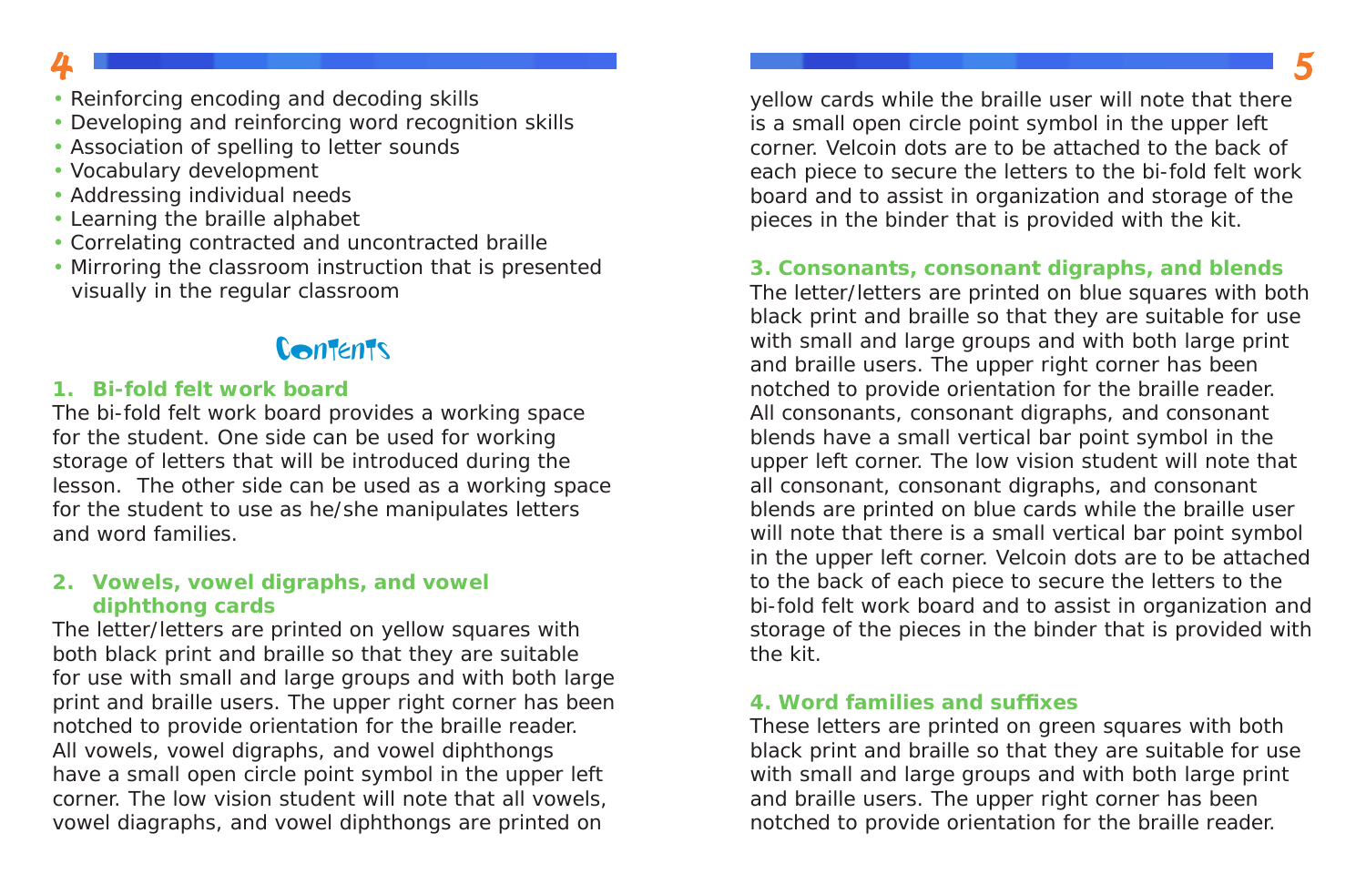- Reinforcing encoding and decoding skills
- Developing and reinforcing word recognition skills
- Association of spelling to letter sounds
- Vocabulary development
- Addressing individual needs
- Learning the braille alphabet
- Correlating contracted and uncontracted braille
- Mirroring the classroom instruction that is presented visually in the regular classroom

## Contents

### 1. Bi-fold felt work board

The bi-fold felt work board provides a working space for the student. One side can be used for working storage of letters that will be introduced during the lesson. The other side can be used as a working space for the student to use as he/she manipulates letters and word families.

### 2. Vowels, vowel digraphs, and vowel diphthong cards

The letter/letters are printed on yellow squares with both black print and braille so that they are suitable for use with small and large groups and with both large print and braille users. The upper right corner has been notched to provide orientation for the braille reader. All vowels, vowel digraphs, and vowel diphthongs have a small open circle point symbol in the upper left corner. The low vision student will note that all vowels, vowel diagraphs, and vowel diphthongs are printed on yellow cards while the braille user will note that there is a small open circle point symbol in the upper left corner. Velcoin dots are to be attached to the back of each piece to secure the letters to the bi-fold felt work board and to assist in organization and storage of the pieces in the binder that is provided with the kit.

### 3. Consonants, consonant digraphs, and blends

The letter/letters are printed on blue squares with both black print and braille so that they are suitable for use with small and large groups and with both large print and braille users. The upper right corner has been notched to provide orientation for the braille reader. All consonants, consonant digraphs, and consonant blends have a small vertical bar point symbol in the upper left corner. The low vision student will note that all consonant, consonant digraphs, and consonant blends are printed on blue cards while the braille user will note that there is a small vertical bar point symbol in the upper left corner. Velcoin dots are to be attached to the back of each piece to secure the letters to the bi-fold felt work board and to assist in organization and storage of the pieces in the binder that is provided with the kit.

### 4. Word families and suffixes

These letters are printed on green squares with both black print and braille so that they are suitable for use with small and large groups and with both large print and braille users. The upper right corner has been notched to provide orientation for the braille reader.